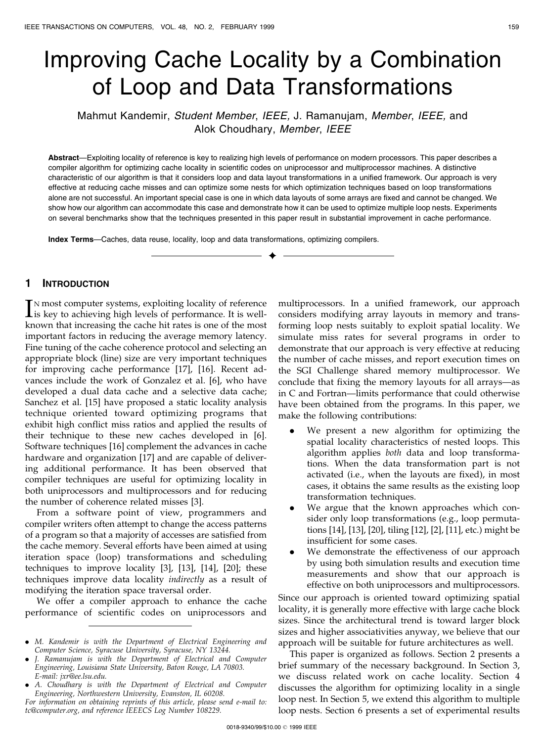# Improving Cache Locality by a Combination of Loop and Data Transformations

Mahmut Kandemir, *Student Member*, *IEEE,* J. Ramanujam, *Member*, *IEEE,* and Alok Choudhary, *Member*, *IEEE*

**Abstract**—Exploiting locality of reference is key to realizing high levels of performance on modern processors. This paper describes a compiler algorithm for optimizing cache locality in scientific codes on uniprocessor and multiprocessor machines. A distinctive characteristic of our algorithm is that it considers loop and data layout transformations in a unified framework. Our approach is very effective at reducing cache misses and can optimize some nests for which optimization techniques based on loop transformations alone are not successful. An important special case is one in which data layouts of some arrays are fixed and cannot be changed. We show how our algorithm can accommodate this case and demonstrate how it can be used to optimize multiple loop nests. Experiments on several benchmarks show that the techniques presented in this paper result in substantial improvement in cache performance.

**Index Terms**—Caches, data reuse, locality, loop and data transformations, optimizing compilers.

## 1 Introduction

In most computer systems, exploiting locality of reference is key to achieving high levels of performance. It is well-known that increasing the cache hit rates is one of the most important factors in reducing the average memory latency. Fine tuning of the cache coherence protocol and selecting an appropriate block (line) size are very important techniques for improving cache performance [17], [16]. Recent advances include the work of Gonzalez et al. [6], who have developed a dual data cache and a selective data cache; Sanchez et al. [15] have proposed a static locality analysis technique oriented toward optimizing programs that exhibit high conflict miss ratios and applied the results of their technique to these new caches developed in [6]. Software techniques [16] complement the advances in cache hardware and organization [17] and are capable of delivering additional performance. It has been observed that compiler techniques are useful for optimizing locality in both uniprocessors and multiprocessors and for reducing the number of coherence related misses [3].

From a software point of view, programmers and compiler writers often attempt to change the access patterns of a program so that a majority of accesses are satisfied from the cache memory. Several efforts have been aimed at using iteration space (loop) transformations and scheduling techniques to improve locality [3], [13], [14], [20]; these techniques improve data locality *indirectly* as a result of modifying the iteration space traversal order.

We offer a compiler approach to enhance the cache performance of scientific codes on uniprocessors and multiprocessors. In a unified framework, our approach considers modifying array layouts in memory and transforming loop nests suitably to exploit spatial locality. We simulate miss rates for several programs in order to demonstrate that our approach is very effective at reducing the number of cache misses, and report execution times on the SGI Challenge shared memory multiprocessor. We conclude that fixing the memory layouts for all arrays—as in C and Fortran—limits performance that could otherwise have been obtained from the programs. In this paper, we make the following contributions:

- We present a new algorithm for optimizing the spatial locality characteristics of nested loops. This algorithm applies *both* data and loop transformations. When the data transformation part is not activated (i.e., when the layouts are fixed), in most cases, it obtains the same results as the existing loop transformation techniques.
- We argue that the known approaches which consider only loop transformations (e.g., loop permutations [14], [13], [20], tiling [12], [2], [11], etc.) might be insufficient for some cases.
- We demonstrate the effectiveness of our approach by using both simulation results and execution time measurements and show that our approach is effective on both uniprocessors and multiprocessors.

Since our approach is oriented toward optimizing spatial locality, it is generally more effective with large cache block sizes. Since the architectural trend is toward larger block sizes and higher associativities anyway, we believe that our approach will be suitable for future architectures as well.

This paper is organized as follows. Section 2 presents a brief summary of the necessary background. In Section 3, we discuss related work on cache locality. Section 4 discusses the algorithm for optimizing locality in a single loop nest. In Section 5, we extend this algorithm to multiple loop nests. Section 6 presents a set of experimental results

---

- M. Kandemir is with the Department of Electrical Engineering and Computer Science, Syracuse University, Syracuse, NY 13244.
- J. Ramanujam is with the Department of Electrical and Computer Engineering, Louisiana State University, Baton Rouge, LA 70803. E-mail: jxr@ee.lsu.edu.
- A. Choudhary is with the Department of Electrical and Computer Engineering, Northwestern University, Evanston, IL 60208.

For information on obtaining reprints of this article, please send e-mail to: tc@computer.org, and reference IEEECS Log Number 108229.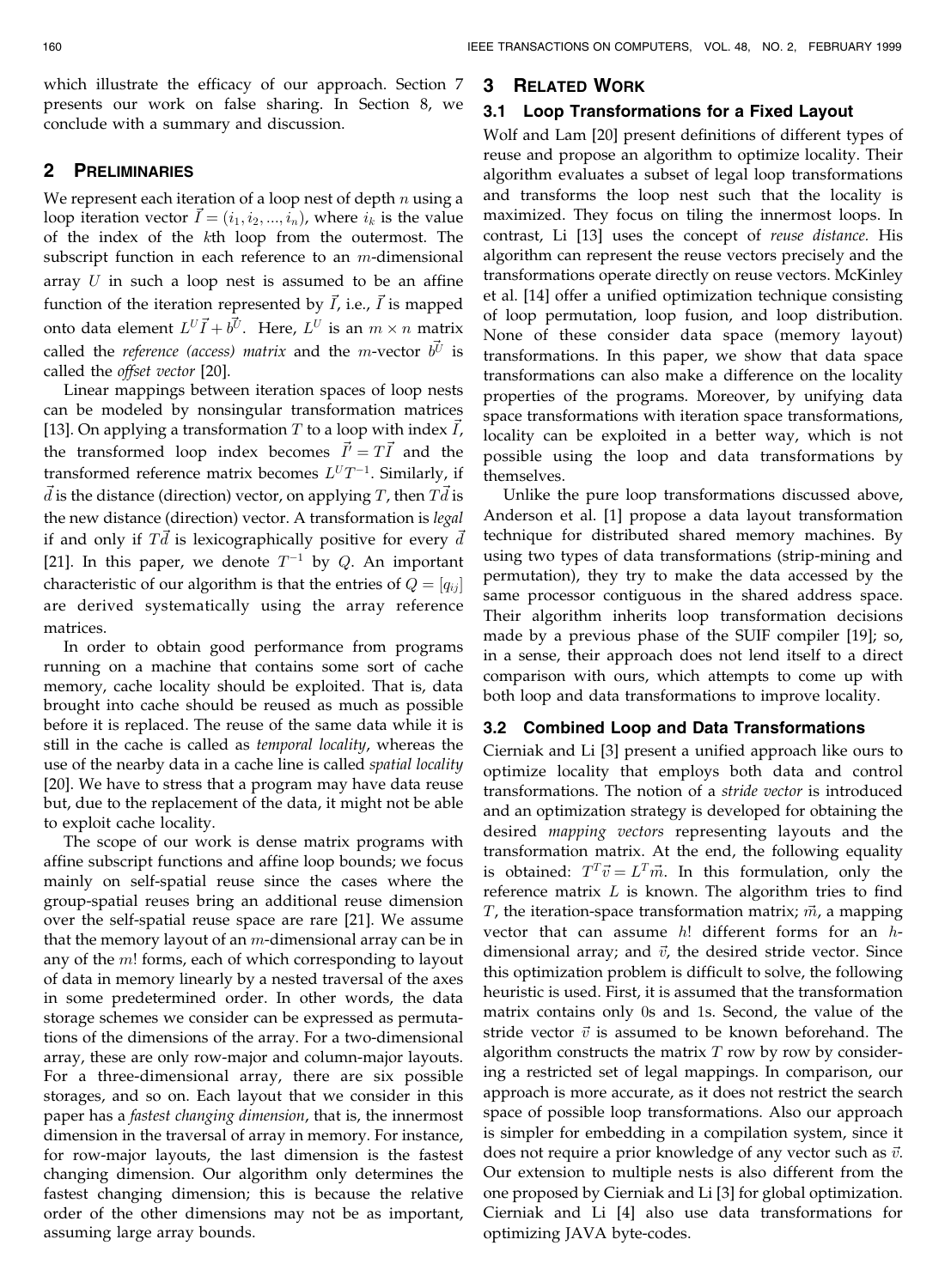which illustrate the efficacy of our approach. Section 7 presents our work on false sharing. In Section 8, we conclude with a summary and discussion.

## 2 PRELIMINARIES

We represent each iteration of a loop nest of depth $n$ using a loop iteration vector $\vec{I} = (i_1, i_2, ..., i_n)$, where $i_k$ is the value of the index of the $k$th loop from the outermost. The subscript function in each reference to an $m$-dimensional array $U$ in such a loop nest is assumed to be an affine function of the iteration represented by $\vec{I}$, i.e., $\vec{I}$ is mapped onto data element $L^U\vec{I} + \vec{b^U}$. Here, $L^U$ is an $m \times n$ matrix called the *reference (access) matrix* and the $m$-vector $\vec{b^U}$ is called the *offset vector* [20].

Linear mappings between iteration spaces of loop nests can be modeled by nonsingular transformation matrices [13]. On applying a transformation $T$ to a loop with index $\vec{I}$, the transformed loop index becomes $\vec{I'} = T\vec{I}$ and the transformed reference matrix becomes $L^U T^{-1}$. Similarly, if $\vec{d}$ is the distance (direction) vector, on applying $T$, then $T\vec{d}$ is the new distance (direction) vector. A transformation is *legal* if and only if $T\vec{d}$ is lexicographically positive for every $\vec{d}$ [21]. In this paper, we denote $T^{-1}$ by $Q$. An important characteristic of our algorithm is that the entries of $Q = [q_{ij}]$ are derived systematically using the array reference matrices.

In order to obtain good performance from programs running on a machine that contains some sort of cache memory, cache locality should be exploited. That is, data brought into cache should be reused as much as possible before it is replaced. The reuse of the same data while it is still in the cache is called as *temporal locality*, whereas the use of the nearby data in a cache line is called *spatial locality* [20]. We have to stress that a program may have data reuse but, due to the replacement of the data, it might not be able to exploit cache locality.

The scope of our work is dense matrix programs with affine subscript functions and affine loop bounds; we focus mainly on self-spatial reuse since the cases where the group-spatial reuses bring an additional reuse dimension over the self-spatial reuse space are rare [21]. We assume that the memory layout of an $m$-dimensional array can be in any of the $m!$ forms, each of which corresponding to layout of data in memory linearly by a nested traversal of the axes in some predetermined order. In other words, the data storage schemes we consider can be expressed as permutations of the dimensions of the array. For a two-dimensional array, these are only row-major and column-major layouts. For a three-dimensional array, there are six possible storages, and so on. Each layout that we consider in this paper has a *fastest changing dimension*, that is, the innermost dimension in the traversal of array in memory. For instance, for row-major layouts, the last dimension is the fastest changing dimension. Our algorithm only determines the fastest changing dimension; this is because the relative order of the other dimensions may not be as important, assuming large array bounds.

## 3 RELATED WORK

### 3.1 Loop Transformations for a Fixed Layout

Wolf and Lam [20] present definitions of different types of reuse and propose an algorithm to optimize locality. Their algorithm evaluates a subset of legal loop transformations and transforms the loop nest such that the locality is maximized. They focus on tiling the innermost loops. In contrast, Li [13] uses the concept of *reuse distance*. His algorithm can represent the reuse vectors precisely and the transformations operate directly on reuse vectors. McKinley et al. [14] offer a unified optimization technique consisting of loop permutation, loop fusion, and loop distribution. None of these consider data space (memory layout) transformations. In this paper, we show that data space transformations can also make a difference on the locality properties of the programs. Moreover, by unifying data space transformations with iteration space transformations, locality can be exploited in a better way, which is not possible using the loop and data transformations by themselves.

Unlike the pure loop transformations discussed above, Anderson et al. [1] propose a data layout transformation technique for distributed shared memory machines. By using two types of data transformations (strip-mining and permutation), they try to make the data accessed by the same processor contiguous in the shared address space. Their algorithm inherits loop transformation decisions made by a previous phase of the SUIF compiler [19]; so, in a sense, their approach does not lend itself to a direct comparison with ours, which attempts to come up with both loop and data transformations to improve locality.

### 3.2 Combined Loop and Data Transformations

Cierniak and Li [3] present a unified approach like ours to optimize locality that employs both data and control transformations. The notion of a *stride vector* is introduced and an optimization strategy is developed for obtaining the desired *mapping vectors* representing layouts and the transformation matrix. At the end, the following equality is obtained: $T^T\vec{v} = L^T\vec{m}$. In this formulation, only the reference matrix $L$ is known. The algorithm tries to find $T$, the iteration-space transformation matrix; $\vec{m}$, a mapping vector that can assume $h!$ different forms for an $h$-dimensional array; and $\vec{v}$, the desired stride vector. Since this optimization problem is difficult to solve, the following heuristic is used. First, it is assumed that the transformation matrix contains only 0s and 1s. Second, the value of the stride vector $\vec{v}$ is assumed to be known beforehand. The algorithm constructs the matrix $T$ row by row by considering a restricted set of legal mappings. In comparison, our approach is more accurate, as it does not restrict the search space of possible loop transformations. Also our approach is simpler for embedding in a compilation system, since it does not require a prior knowledge of any vector such as $\vec{v}$. Our extension to multiple nests is also different from the one proposed by Cierniak and Li [3] for global optimization. Cierniak and Li [4] also use data transformations for optimizing JAVA byte-codes.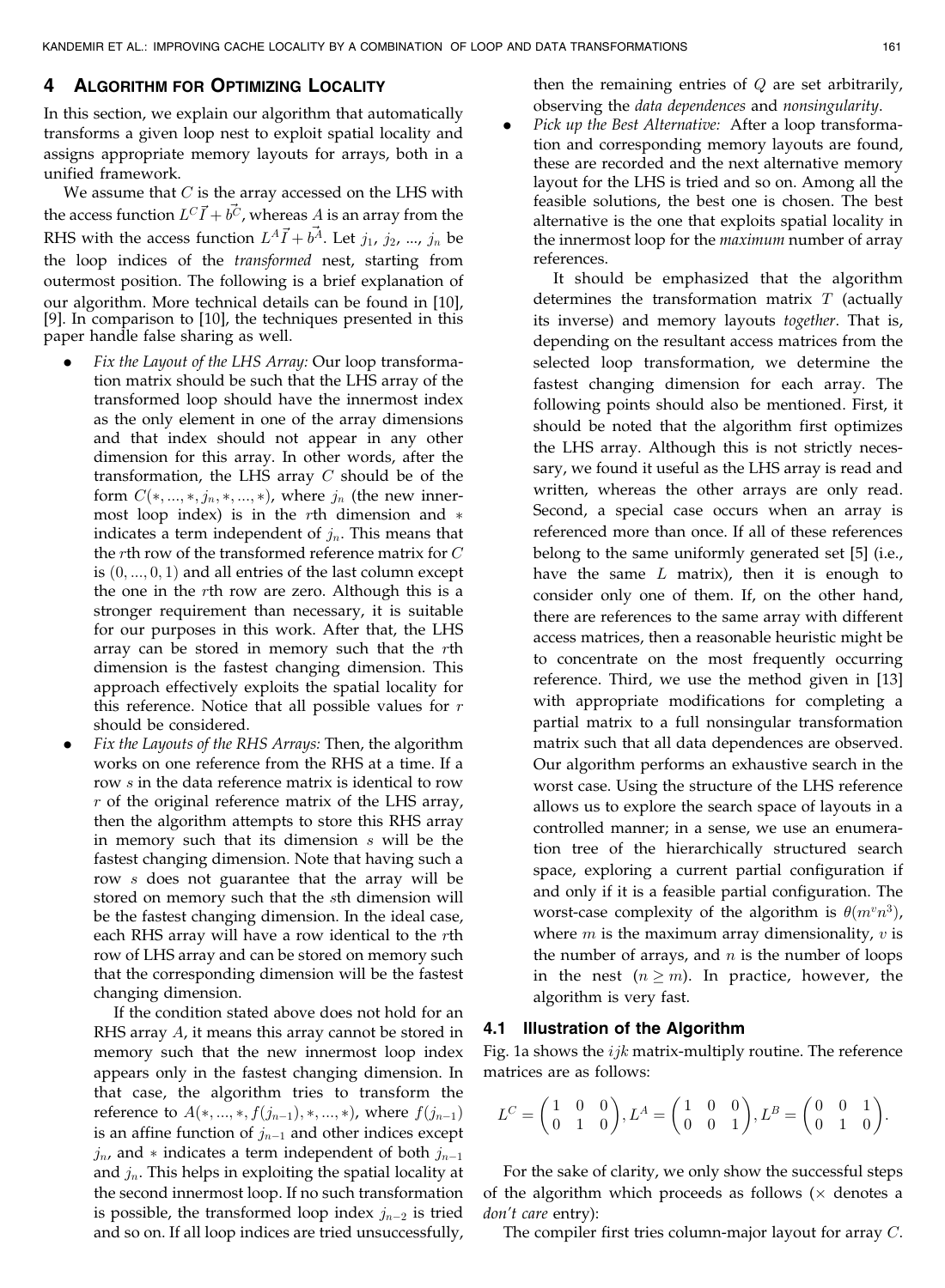## 4 Algorithm for Optimizing Locality

In this section, we explain our algorithm that automatically transforms a given loop nest to exploit spatial locality and assigns appropriate memory layouts for arrays, both in a unified framework.

We assume that $C$ is the array accessed on the LHS with the access function $L^C\vec{I} + \vec{b^C}$, whereas $A$ is an array from the RHS with the access function $L^A\vec{I} + \vec{b^A}$. Let $j_1$, $j_2$, ..., $j_n$ be the loop indices of the *transformed* nest, starting from outermost position. The following is a brief explanation of our algorithm. More technical details can be found in [10], [9]. In comparison to [10], the techniques presented in this paper handle false sharing as well.

- *Fix the Layout of the LHS Array:* Our loop transformation matrix should be such that the LHS array of the transformed loop should have the innermost index as the only element in one of the array dimensions and that index should not appear in any other dimension for this array. In other words, after the transformation, the LHS array $C$ should be of the form $C(*, ..., *, j_n, *, ..., *)$, where $j_n$ (the new innermost loop index) is in the $r$th dimension and $*$ indicates a term independent of $j_n$. This means that the $r$th row of the transformed reference matrix for $C$ is $(0, ..., 0, 1)$ and all entries of the last column except the one in the $r$th row are zero. Although this is a stronger requirement than necessary, it is suitable for our purposes in this work. After that, the LHS array can be stored in memory such that the $r$th dimension is the fastest changing dimension. This approach effectively exploits the spatial locality for this reference. Notice that all possible values for $r$ should be considered.
- *Fix the Layouts of the RHS Arrays:* Then, the algorithm works on one reference from the RHS at a time. If a row $s$ in the data reference matrix is identical to row $r$ of the original reference matrix of the LHS array, then the algorithm attempts to store this RHS array in memory such that its dimension $s$ will be the fastest changing dimension. Note that having such a row $s$ does not guarantee that the array will be stored on memory such that the $s$th dimension will be the fastest changing dimension. In the ideal case, each RHS array will have a row identical to the $r$th row of LHS array and can be stored on memory such that the corresponding dimension will be the fastest changing dimension.

  If the condition stated above does not hold for an RHS array $A$, it means this array cannot be stored in memory such that the new innermost loop index appears only in the fastest changing dimension. In that case, the algorithm tries to transform the reference to $A(*, ..., *, f(j_{n-1}), *, ..., *)$, where $f(j_{n-1})$ is an affine function of $j_{n-1}$ and other indices except $j_n$, and $*$ indicates a term independent of both $j_{n-1}$ and $j_n$. This helps in exploiting the spatial locality at the second innermost loop. If no such transformation is possible, the transformed loop index $j_{n-2}$ is tried and so on. If all loop indices are tried unsuccessfully, then the remaining entries of $Q$ are set arbitrarily, observing the *data dependences* and *nonsingularity*.
- *Pick up the Best Alternative:* After a loop transformation and corresponding memory layouts are found, these are recorded and the next alternative memory layout for the LHS is tried and so on. Among all the feasible solutions, the best one is chosen. The best alternative is the one that exploits spatial locality in the innermost loop for the *maximum* number of array references.

  It should be emphasized that the algorithm determines the transformation matrix $T$ (actually its inverse) and memory layouts *together*. That is, depending on the resultant access matrices from the selected loop transformation, we determine the fastest changing dimension for each array. The following points should also be mentioned. First, it should be noted that the algorithm first optimizes the LHS array. Although this is not strictly necessary, we found it useful as the LHS array is read and written, whereas the other arrays are only read. Second, a special case occurs when an array is referenced more than once. If all of these references belong to the same uniformly generated set [5] (i.e., have the same $L$ matrix), then it is enough to consider only one of them. If, on the other hand, there are references to the same array with different access matrices, then a reasonable heuristic might be to concentrate on the most frequently occurring reference. Third, we use the method given in [13] with appropriate modifications for completing a partial matrix to a full nonsingular transformation matrix such that all data dependences are observed. Our algorithm performs an exhaustive search in the worst case. Using the structure of the LHS reference allows us to explore the search space of layouts in a controlled manner; in a sense, we use an enumeration tree of the hierarchically structured search space, exploring a current partial configuration if and only if it is a feasible partial configuration. The worst-case complexity of the algorithm is $\theta(m^v n^3)$, where $m$ is the maximum array dimensionality, $v$ is the number of arrays, and $n$ is the number of loops in the nest ($n \geq m$). In practice, however, the algorithm is very fast.

### 4.1 Illustration of the Algorithm

Fig. 1a shows the $ijk$ matrix-multiply routine. The reference matrices are as follows:

$$L^C = \begin{pmatrix} 1 & 0 & 0 \\ 0 & 1 & 0 \end{pmatrix}, L^A = \begin{pmatrix} 1 & 0 & 0 \\ 0 & 0 & 1 \end{pmatrix}, L^B = \begin{pmatrix} 0 & 0 & 1 \\ 0 & 1 & 0 \end{pmatrix}.$$

For the sake of clarity, we only show the successful steps of the algorithm which proceeds as follows ($\times$ denotes a *don't care* entry):

The compiler first tries column-major layout for array $C$.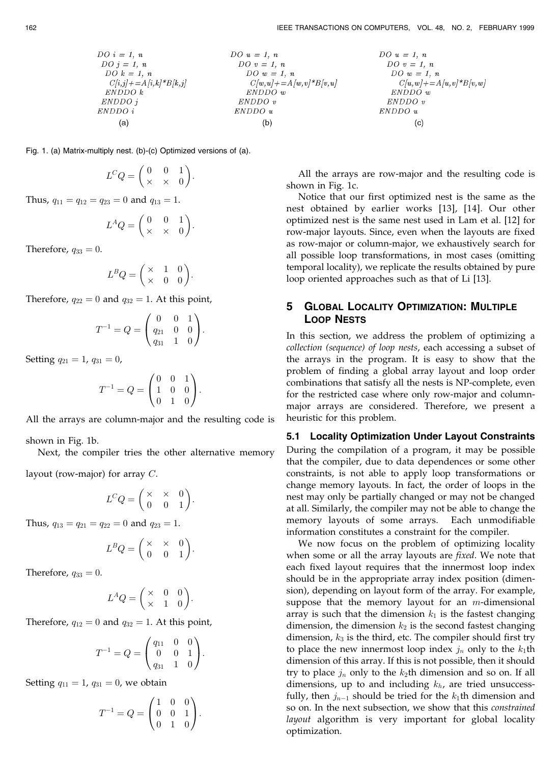```
DO i = 1, n
 DO j = 1, n
  DO k = 1, n
   C[i,j]+=A[i,k]*B[k,j]
  ENDDO k
 ENDDO j
ENDDO i
```
(a)

```
DO u = 1, n
 DO v = 1, n
  DO w = 1, n
   C[w,u]+=A[w,v]*B[v,u]
  ENDDO w
 ENDDO v
ENDDO u
```
(b)

```
DO u = 1, n
 DO v = 1, n
  DO w = 1, n
   C[u,w]+=A[u,v]*B[v,w]
  ENDDO w
 ENDDO v
ENDDO u
```
(c)

Fig. 1. (a) Matrix-multiply nest. (b)-(c) Optimized versions of (a).

$$L^C Q = \begin{pmatrix} 0 & 0 & 1 \\ \times & \times & 0 \end{pmatrix}.$$

Thus, $q_{11} = q_{12} = q_{23} = 0$ and $q_{13} = 1$.

$$L^A Q = \begin{pmatrix} 0 & 0 & 1 \\ \times & \times & 0 \end{pmatrix}.$$

Therefore, $q_{33} = 0$.

$$L^B Q = \begin{pmatrix} \times & 1 & 0 \\ \times & 0 & 0 \end{pmatrix}.$$

Therefore, $q_{22} = 0$ and $q_{32} = 1$. At this point,

$$T^{-1} = Q = \begin{pmatrix} 0 & 0 & 1 \\ q_{21} & 0 & 0 \\ q_{31} & 1 & 0 \end{pmatrix}.$$

Setting $q_{21} = 1$, $q_{31} = 0$,

$$T^{-1} = Q = \begin{pmatrix} 0 & 0 & 1 \\ 1 & 0 & 0 \\ 0 & 1 & 0 \end{pmatrix}.$$

All the arrays are column-major and the resulting code is shown in Fig. 1b.

Next, the compiler tries the other alternative memory layout (row-major) for array $C$.

$$L^C Q = \begin{pmatrix} \times & \times & 0 \\ 0 & 0 & 1 \end{pmatrix}.$$

Thus, $q_{13} = q_{21} = q_{22} = 0$ and $q_{23} = 1$.

$$L^B Q = \begin{pmatrix} \times & \times & 0 \\ 0 & 0 & 1 \end{pmatrix}.$$

Therefore, $q_{33} = 0$.

$$L^A Q = \begin{pmatrix} \times & 0 & 0 \\ \times & 1 & 0 \end{pmatrix}.$$

Therefore, $q_{12} = 0$ and $q_{32} = 1$. At this point,

$$T^{-1} = Q = \begin{pmatrix} q_{11} & 0 & 0 \\ 0 & 0 & 1 \\ q_{31} & 1 & 0 \end{pmatrix}.$$

Setting $q_{11} = 1$, $q_{31} = 0$, we obtain

$$T^{-1} = Q = \begin{pmatrix} 1 & 0 & 0 \\ 0 & 0 & 1 \\ 0 & 1 & 0 \end{pmatrix}.$$

All the arrays are row-major and the resulting code is shown in Fig. 1c.

Notice that our first optimized nest is the same as the nest obtained by earlier works [13], [14]. Our other optimized nest is the same nest used in Lam et al. [12] for row-major layouts. Since, even when the layouts are fixed as row-major or column-major, we exhaustively search for all possible loop transformations, in most cases (omitting temporal locality), we replicate the results obtained by pure loop oriented approaches such as that of Li [13].

## 5 Global Locality Optimization: Multiple Loop Nests

In this section, we address the problem of optimizing a *collection (sequence) of loop nests*, each accessing a subset of the arrays in the program. It is easy to show that the problem of finding a global array layout and loop order combinations that satisfy all the nests is NP-complete, even for the restricted case where only row-major and column-major arrays are considered. Therefore, we present a heuristic for this problem.

### 5.1 Locality Optimization Under Layout Constraints

During the compilation of a program, it may be possible that the compiler, due to data dependences or some other constraints, is not able to apply loop transformations or change memory layouts. In fact, the order of loops in the nest may only be partially changed or may not be changed at all. Similarly, the compiler may not be able to change the memory layouts of some arrays. Each unmodifiable information constitutes a constraint for the compiler.

We now focus on the problem of optimizing locality when some or all the array layouts are *fixed*. We note that each fixed layout requires that the innermost loop index should be in the appropriate array index position (dimension), depending on layout form of the array. For example, suppose that the memory layout for an $m$-dimensional array is such that the dimension $k_1$ is the fastest changing dimension, the dimension $k_2$ is the second fastest changing dimension, $k_3$ is the third, etc. The compiler should first try to place the new innermost loop index $j_n$ only to the $k_1$th dimension of this array. If this is not possible, then it should try to place $j_n$ only to the $k_2$th dimension and so on. If all dimensions, up to and including $k_h$, are tried unsuccessfully, then $j_{n-1}$ should be tried for the $k_1$th dimension and so on. In the next subsection, we show that this *constrained layout* algorithm is very important for global locality optimization.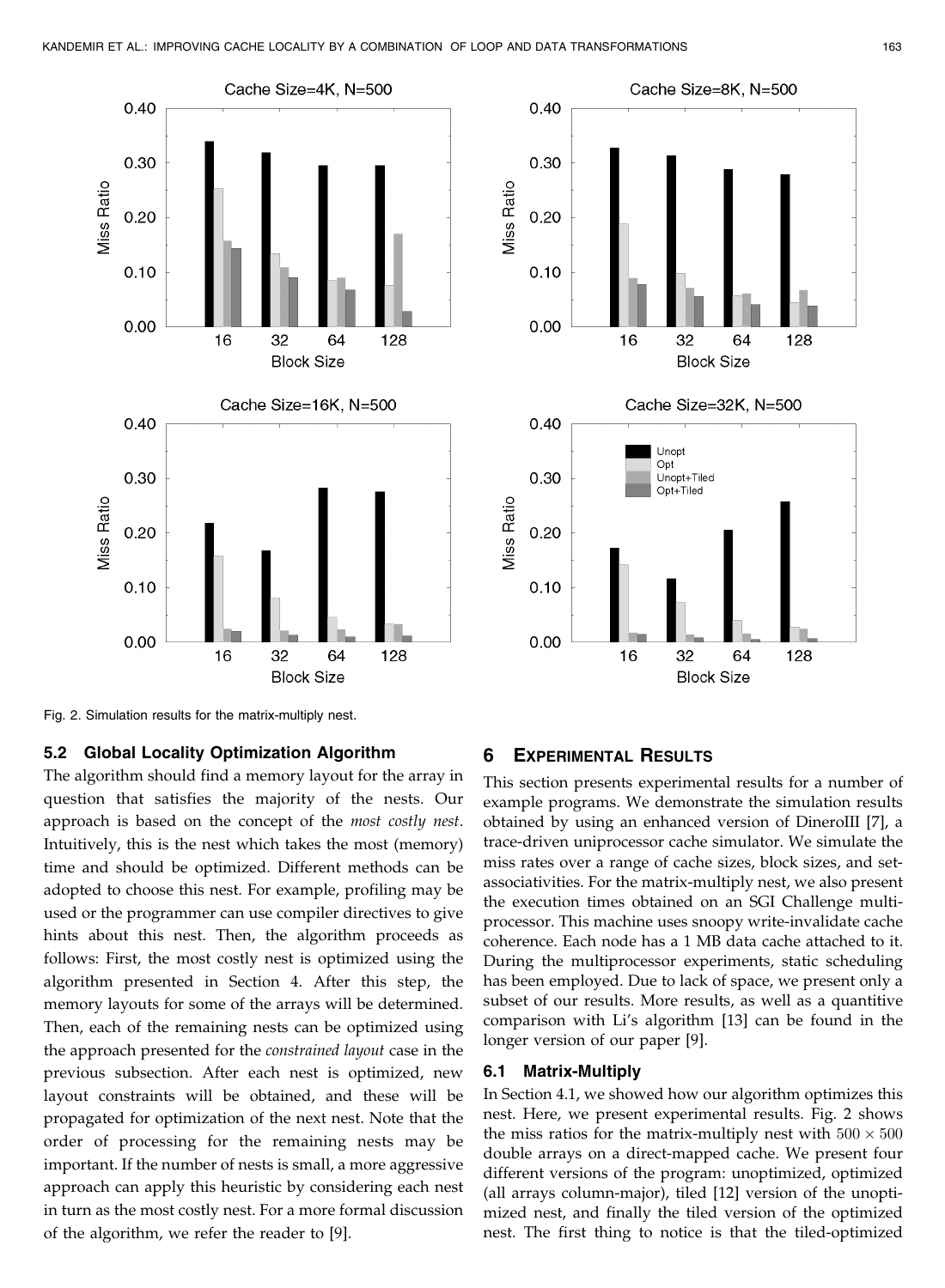Fig. 2. Simulation results for the matrix-multiply nest.

### 5.2 Global Locality Optimization Algorithm

The algorithm should find a memory layout for the array in question that satisfies the majority of the nests. Our approach is based on the concept of the *most costly nest*. Intuitively, this is the nest which takes the most (memory) time and should be optimized. Different methods can be adopted to choose this nest. For example, profiling may be used or the programmer can use compiler directives to give hints about this nest. Then, the algorithm proceeds as follows: First, the most costly nest is optimized using the algorithm presented in Section 4. After this step, the memory layouts for some of the arrays will be determined. Then, each of the remaining nests can be optimized using the approach presented for the *constrained layout* case in the previous subsection. After each nest is optimized, new layout constraints will be obtained, and these will be propagated for optimization of the next nest. Note that the order of processing for the remaining nests may be important. If the number of nests is small, a more aggressive approach can apply this heuristic by considering each nest in turn as the most costly nest. For a more formal discussion of the algorithm, we refer the reader to [9].

## 6 Experimental Results

This section presents experimental results for a number of example programs. We demonstrate the simulation results obtained by using an enhanced version of DineroIII [7], a trace-driven uniprocessor cache simulator. We simulate the miss rates over a range of cache sizes, block sizes, and set-associativities. For the matrix-multiply nest, we also present the execution times obtained on an SGI Challenge multiprocessor. This machine uses snoopy write-invalidate cache coherence. Each node has a 1 MB data cache attached to it. During the multiprocessor experiments, static scheduling has been employed. Due to lack of space, we present only a subset of our results. More results, as well as a quantitive comparison with Li's algorithm [13] can be found in the longer version of our paper [9].

### 6.1 Matrix-Multiply

In Section 4.1, we showed how our algorithm optimizes this nest. Here, we present experimental results. Fig. 2 shows the miss ratios for the matrix-multiply nest with $500 \times 500$ double arrays on a direct-mapped cache. We present four different versions of the program: unoptimized, optimized (all arrays column-major), tiled [12] version of the unoptimized nest, and finally the tiled version of the optimized nest. The first thing to notice is that the tiled-optimized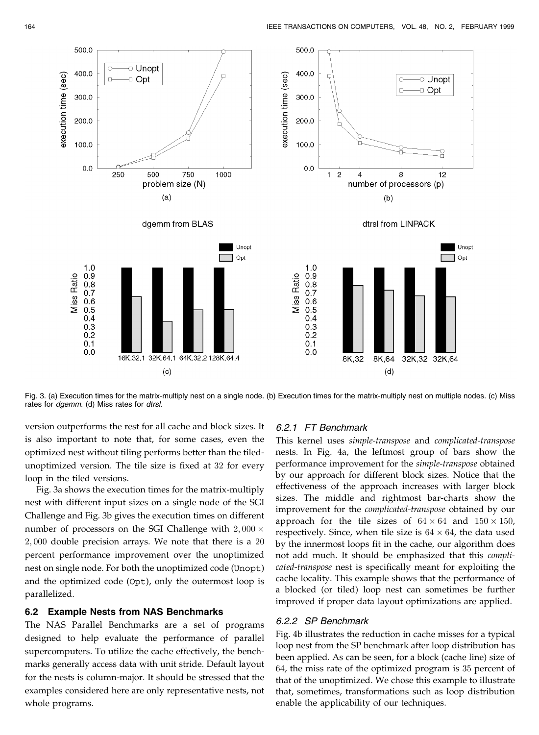dgemm from BLAS

dtrsl from LINPACK

Fig. 3. (a) Execution times for the matrix-multiply nest on a single node. (b) Execution times for the matrix-multiply nest on multiple nodes. (c) Miss rates for *dgemm*. (d) Miss rates for *dtrsl*.

version outperforms the rest for all cache and block sizes. It is also important to note that, for some cases, even the optimized nest without tiling performs better than the tiled-unoptimized version. The tile size is fixed at 32 for every loop in the tiled versions.

Fig. 3a shows the execution times for the matrix-multiply nest with different input sizes on a single node of the SGI Challenge and Fig. 3b gives the execution times on different number of processors on the SGI Challenge with $2,000 \times 2,000$ double precision arrays. We note that there is a 20 percent performance improvement over the unoptimized nest on single node. For both the unoptimized code (Unopt) and the optimized code (Opt), only the outermost loop is parallelized.

## 6.2 Example Nests from NAS Benchmarks

The NAS Parallel Benchmarks are a set of programs designed to help evaluate the performance of parallel supercomputers. To utilize the cache effectively, the benchmarks generally access data with unit stride. Default layout for the nests is column-major. It should be stressed that the examples considered here are only representative nests, not whole programs.

### 6.2.1 FT Benchmark

This kernel uses *simple-transpose* and *complicated-transpose* nests. In Fig. 4a, the leftmost group of bars show the performance improvement for the *simple-transpose* obtained by our approach for different block sizes. Notice that the effectiveness of the approach increases with larger block sizes. The middle and rightmost bar-charts show the improvement for the *complicated-transpose* obtained by our approach for the tile sizes of $64 \times 64$ and $150 \times 150$, respectively. Since, when tile size is $64 \times 64$, the data used by the innermost loops fit in the cache, our algorithm does not add much. It should be emphasized that this *complicated-transpose* nest is specifically meant for exploiting the cache locality. This example shows that the performance of a blocked (or tiled) loop nest can sometimes be further improved if proper data layout optimizations are applied.

### 6.2.2 SP Benchmark

Fig. 4b illustrates the reduction in cache misses for a typical loop nest from the SP benchmark after loop distribution has been applied. As can be seen, for a block (cache line) size of 64, the miss rate of the optimized program is 35 percent of that of the unoptimized. We chose this example to illustrate that, sometimes, transformations such as loop distribution enable the applicability of our techniques.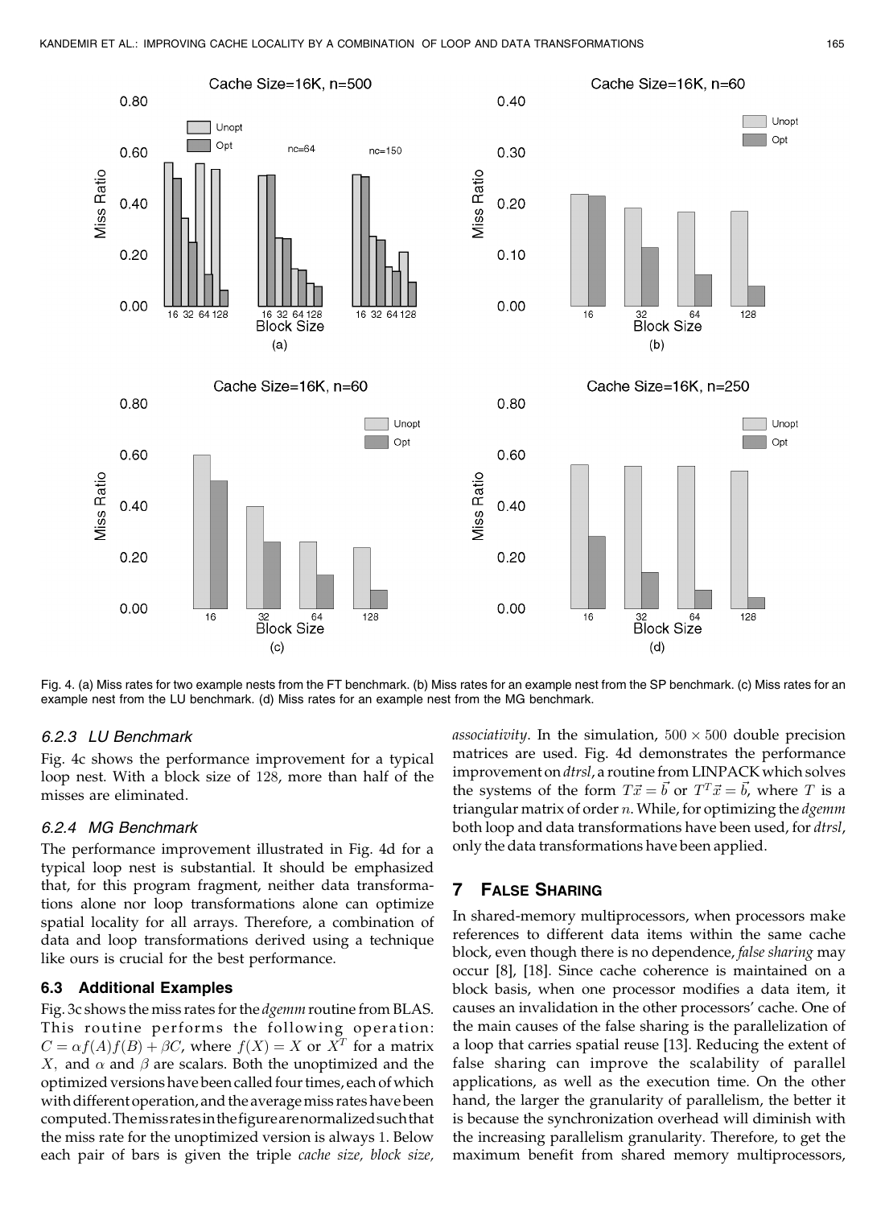Fig. 4. (a) Miss rates for two example nests from the FT benchmark. (b) Miss rates for an example nest from the SP benchmark. (c) Miss rates for an example nest from the LU benchmark. (d) Miss rates for an example nest from the MG benchmark.

#### 6.2.3 LU Benchmark

Fig. 4c shows the performance improvement for a typical loop nest. With a block size of 128, more than half of the misses are eliminated.

#### 6.2.4 MG Benchmark

The performance improvement illustrated in Fig. 4d for a typical loop nest is substantial. It should be emphasized that, for this program fragment, neither data transformations alone nor loop transformations alone can optimize spatial locality for all arrays. Therefore, a combination of data and loop transformations derived using a technique like ours is crucial for the best performance.

### 6.3 Additional Examples

Fig. 3c shows the miss rates for the *dgemm* routine from BLAS. This routine performs the following operation: $C = \alpha f(A) f(B) + \beta C$, where $f(X) = X$ or $X^T$ for a matrix $X$, and $\alpha$ and $\beta$ are scalars. Both the unoptimized and the optimized versions have been called four times, each of which with different operation, and the average miss rates have been computed. The miss rates in the figure are normalized such that the miss rate for the unoptimized version is always 1. Below each pair of bars is given the triple *cache size, block size, associativity*. In the simulation, $500 \times 500$ double precision matrices are used. Fig. 4d demonstrates the performance improvement on *dtrsl*, a routine from LINPACK which solves the systems of the form $T\vec{x} = \vec{b}$ or $T^T\vec{x} = \vec{b}$, where $T$ is a triangular matrix of order $n$. While, for optimizing the *dgemm* both loop and data transformations have been used, for *dtrsl*, only the data transformations have been applied.

## 7 False Sharing

In shared-memory multiprocessors, when processors make references to different data items within the same cache block, even though there is no dependence, *false sharing* may occur [8], [18]. Since cache coherence is maintained on a block basis, when one processor modifies a data item, it causes an invalidation in the other processors' cache. One of the main causes of the false sharing is the parallelization of a loop that carries spatial reuse [13]. Reducing the extent of false sharing can improve the scalability of parallel applications, as well as the execution time. On the other hand, the larger the granularity of parallelism, the better it is because the synchronization overhead will diminish with the increasing parallelism granularity. Therefore, to get the maximum benefit from shared memory multiprocessors,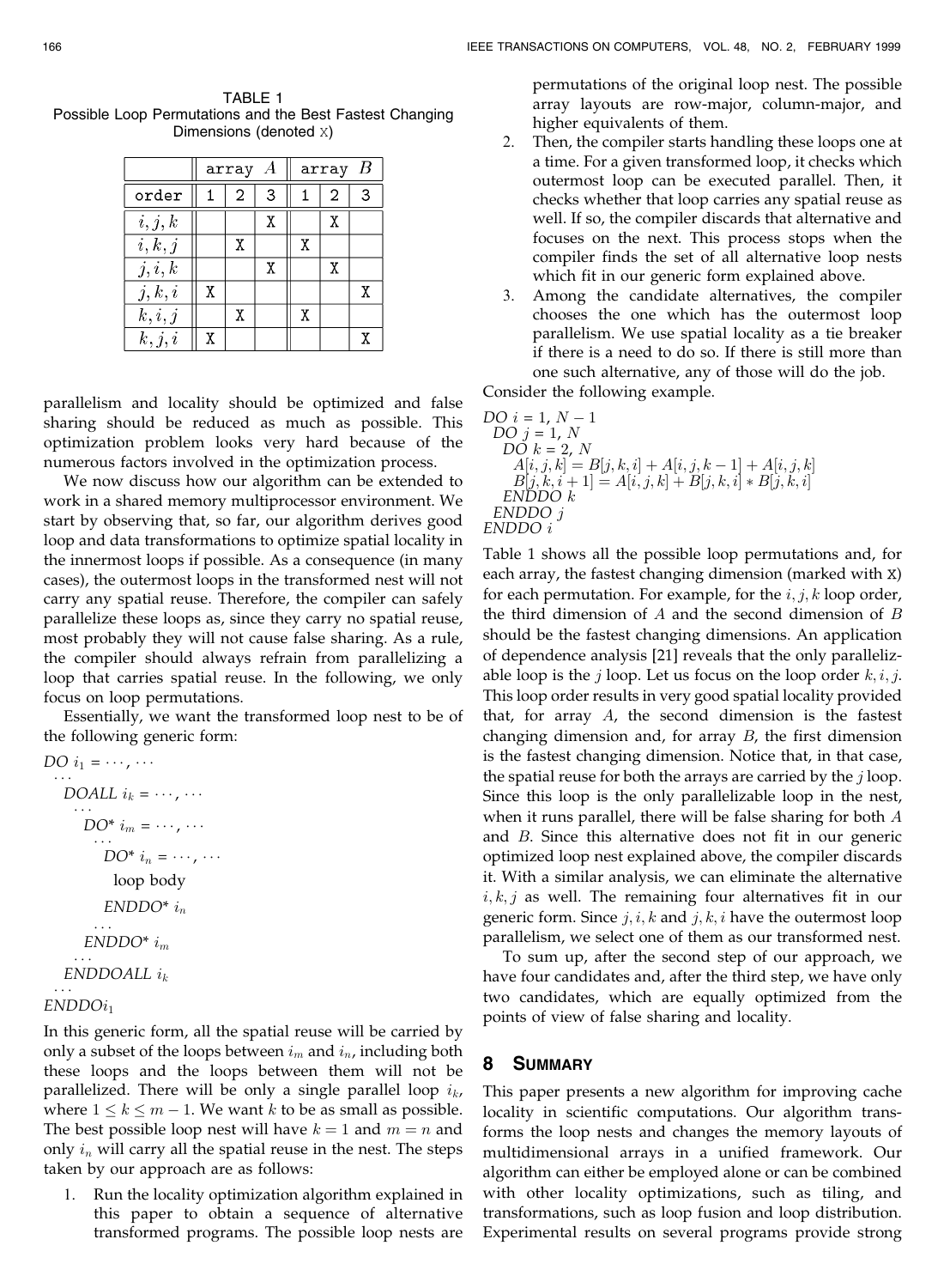TABLE 1
Possible Loop Permutations and the Best Fastest Changing Dimensions (denoted X)

| | array $A$ | | | array $B$ | | |
|---|---|---|---|---|---|---|
| order | 1 | 2 | 3 | 1 | 2 | 3 |
| $i, j, k$ | | | X | | X | |
| $i, k, j$ | | X | | X | | |
| $j, i, k$ | | | X | | X | |
| $j, k, i$ | X | | | | | X |
| $k, i, j$ | | X | | X | | |
| $k, j, i$ | X | | | | | X |

parallelism and locality should be optimized and false sharing should be reduced as much as possible. This optimization problem looks very hard because of the numerous factors involved in the optimization process.

We now discuss how our algorithm can be extended to work in a shared memory multiprocessor environment. We start by observing that, so far, our algorithm derives good loop and data transformations to optimize spatial locality in the innermost loops if possible. As a consequence (in many cases), the outermost loops in the transformed nest will not carry any spatial reuse. Therefore, the compiler can safely parallelize these loops as, since they carry no spatial reuse, most probably they will not cause false sharing. As a rule, the compiler should always refrain from parallelizing a loop that carries spatial reuse. In the following, we only focus on loop permutations.

Essentially, we want the transformed loop nest to be of the following generic form:

```
DO i_1 = ..., ...
 ...
  DOALL i_k = ..., ...
   ...
    DO* i_m = ..., ...
     ...
      DO* i_n = ..., ...
        loop body
      ENDDO* i_n
     ...
    ENDDO* i_m
   ...
  ENDDOALL i_k
 ...
ENDDOi_1
```

In this generic form, all the spatial reuse will be carried by only a subset of the loops between $i_m$ and $i_n$, including both these loops and the loops between them will not be parallelized. There will be only a single parallel loop $i_k$, where $1 \leq k \leq m-1$. We want $k$ to be as small as possible. The best possible loop nest will have $k = 1$ and $m = n$ and only $i_n$ will carry all the spatial reuse in the nest. The steps taken by our approach are as follows:

1. Run the locality optimization algorithm explained in this paper to obtain a sequence of alternative transformed programs. The possible loop nests are permutations of the original loop nest. The possible array layouts are row-major, column-major, and higher equivalents of them.
2. Then, the compiler starts handling these loops one at a time. For a given transformed loop, it checks which outermost loop can be executed parallel. Then, it checks whether that loop carries any spatial reuse as well. If so, the compiler discards that alternative and focuses on the next. This process stops when the compiler finds the set of all alternative loop nests which fit in our generic form explained above.
3. Among the candidate alternatives, the compiler chooses the one which has the outermost loop parallelism. We use spatial locality as a tie breaker if there is a need to do so. If there is still more than one such alternative, any of those will do the job.

Consider the following example.

```
DO i = 1, N-1
 DO j = 1, N
  DO k = 2, N
    A[i,j,k] = B[j,k,i] + A[i,j,k-1] + A[i,j,k]
    B[j,k,i+1] = A[i,j,k] + B[j,k,i] * B[j,k,i]
  ENDDO k
 ENDDO j
ENDDO i
```

Table 1 shows all the possible loop permutations and, for each array, the fastest changing dimension (marked with X) for each permutation. For example, for the $i, j, k$ loop order, the third dimension of $A$ and the second dimension of $B$ should be the fastest changing dimensions. An application of dependence analysis [21] reveals that the only parallelizable loop is the $j$ loop. Let us focus on the loop order $k, i, j$. This loop order results in very good spatial locality provided that, for array $A$, the second dimension is the fastest changing dimension and, for array $B$, the first dimension is the fastest changing dimension. Notice that, in that case, the spatial reuse for both the arrays are carried by the $j$ loop. Since this loop is the only parallelizable loop in the nest, when it runs parallel, there will be false sharing for both $A$ and $B$. Since this alternative does not fit in our generic optimized loop nest explained above, the compiler discards it. With a similar analysis, we can eliminate the alternative $i, k, j$ as well. The remaining four alternatives fit in our generic form. Since $j, i, k$ and $j, k, i$ have the outermost loop parallelism, we select one of them as our transformed nest.

To sum up, after the second step of our approach, we have four candidates and, after the third step, we have only two candidates, which are equally optimized from the points of view of false sharing and locality.

## 8 Summary

This paper presents a new algorithm for improving cache locality in scientific computations. Our algorithm transforms the loop nests and changes the memory layouts of multidimensional arrays in a unified framework. Our algorithm can either be employed alone or can be combined with other locality optimizations, such as tiling, and transformations, such as loop fusion and loop distribution. Experimental results on several programs provide strong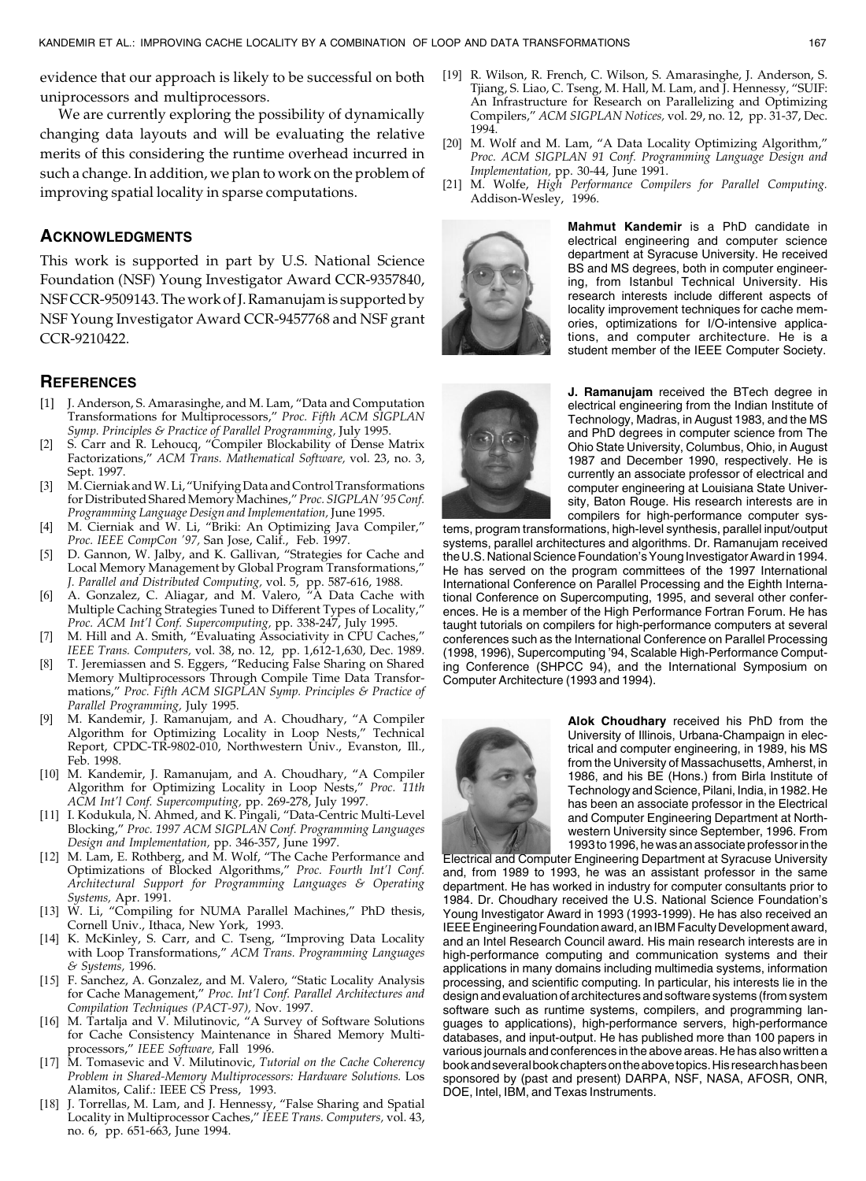evidence that our approach is likely to be successful on both uniprocessors and multiprocessors.

We are currently exploring the possibility of dynamically changing data layouts and will be evaluating the relative merits of this considering the runtime overhead incurred in such a change. In addition, we plan to work on the problem of improving spatial locality in sparse computations.

## Acknowledgments

This work is supported in part by U.S. National Science Foundation (NSF) Young Investigator Award CCR-9357840, NSF CCR-9509143. The work of J. Ramanujam is supported by NSF Young Investigator Award CCR-9457768 and NSF grant CCR-9210422.

## References

[1] J. Anderson, S. Amarasinghe, and M. Lam, "Data and Computation Transformations for Multiprocessors," *Proc. Fifth ACM SIGPLAN Symp. Principles & Practice of Parallel Programming,* July 1995.

[2] S. Carr and R. Lehoucq, "Compiler Blockability of Dense Matrix Factorizations," *ACM Trans. Mathematical Software,* vol. 23, no. 3, Sept. 1997.

[3] M. Cierniak and W. Li, "Unifying Data and Control Transformations for Distributed Shared Memory Machines," *Proc. SIGPLAN '95 Conf. Programming Language Design and Implementation,* June 1995.

[4] M. Cierniak and W. Li, "Briki: An Optimizing Java Compiler," *Proc. IEEE CompCon '97,* San Jose, Calif., Feb. 1997.

[5] D. Gannon, W. Jalby, and K. Gallivan, "Strategies for Cache and Local Memory Management by Global Program Transformations," *J. Parallel and Distributed Computing,* vol. 5, pp. 587-616, 1988.

[6] A. Gonzalez, C. Aliagar, and M. Valero, "A Data Cache with Multiple Caching Strategies Tuned to Different Types of Locality," *Proc. ACM Int'l Conf. Supercomputing,* pp. 338-247, July 1995.

[7] M. Hill and A. Smith, "Evaluating Associativity in CPU Caches," *IEEE Trans. Computers,* vol. 38, no. 12, pp. 1,612-1,630, Dec. 1989.

[8] T. Jeremiassen and S. Eggers, "Reducing False Sharing on Shared Memory Multiprocessors Through Compile Time Data Transformations," *Proc. Fifth ACM SIGPLAN Symp. Principles & Practice of Parallel Programming,* July 1995.

[9] M. Kandemir, J. Ramanujam, and A. Choudhary, "A Compiler Algorithm for Optimizing Locality in Loop Nests," Technical Report, CPDC-TR-9802-010, Northwestern Univ., Evanston, Ill., Feb. 1998.

[10] M. Kandemir, J. Ramanujam, and A. Choudhary, "A Compiler Algorithm for Optimizing Locality in Loop Nests," *Proc. 11th ACM Int'l Conf. Supercomputing,* pp. 269-278, July 1997.

[11] I. Kodukula, N. Ahmed, and K. Pingali, "Data-Centric Multi-Level Blocking," *Proc. 1997 ACM SIGPLAN Conf. Programming Languages Design and Implementation,* pp. 346-357, June 1997.

[12] M. Lam, E. Rothberg, and M. Wolf, "The Cache Performance and Optimizations of Blocked Algorithms," *Proc. Fourth Int'l Conf. Architectural Support for Programming Languages & Operating Systems,* Apr. 1991.

[13] W. Li, "Compiling for NUMA Parallel Machines," PhD thesis, Cornell Univ., Ithaca, New York, 1993.

[14] K. McKinley, S. Carr, and C. Tseng, "Improving Data Locality with Loop Transformations," *ACM Trans. Programming Languages & Systems,* 1996.

[15] F. Sanchez, A. Gonzalez, and M. Valero, "Static Locality Analysis for Cache Management," *Proc. Int'l Conf. Parallel Architectures and Compilation Techniques (PACT-97),* Nov. 1997.

[16] M. Tartalja and V. Milutinovic, "A Survey of Software Solutions for Cache Consistency Maintenance in Shared Memory Multiprocessors," *IEEE Software,* Fall 1996.

[17] M. Tomasevic and V. Milutinovic, *Tutorial on the Cache Coherency Problem in Shared-Memory Multiprocessors: Hardware Solutions.* Los Alamitos, Calif.: IEEE CS Press, 1993.

[18] J. Torrellas, M. Lam, and J. Hennessy, "False Sharing and Spatial Locality in Multiprocessor Caches," *IEEE Trans. Computers,* vol. 43, no. 6, pp. 651-663, June 1994.

[19] R. Wilson, R. French, C. Wilson, S. Amarasinghe, J. Anderson, S. Tjiang, S. Liao, C. Tseng, M. Hall, M. Lam, and J. Hennessy, "SUIF: An Infrastructure for Research on Parallelizing and Optimizing Compilers," *ACM SIGPLAN Notices,* vol. 29, no. 12, pp. 31-37, Dec. 1994.

[20] M. Wolf and M. Lam, "A Data Locality Optimizing Algorithm," *Proc. ACM SIGPLAN 91 Conf. Programming Language Design and Implementation,* pp. 30-44, June 1991.

[21] M. Wolfe, *High Performance Compilers for Parallel Computing.* Addison-Wesley, 1996.

**Mahmut Kandemir** is a PhD candidate in electrical engineering and computer science department at Syracuse University. He received BS and MS degrees, both in computer engineering, from Istanbul Technical University. His research interests include different aspects of locality improvement techniques for cache memories, optimizations for I/O-intensive applications, and computer architecture. He is a student member of the IEEE Computer Society.

**J. Ramanujam** received the BTech degree in electrical engineering from the Indian Institute of Technology, Madras, in August 1983, and the MS and PhD degrees in computer science from The Ohio State University, Columbus, Ohio, in August 1987 and December 1990, respectively. He is currently an associate professor of electrical and computer engineering at Louisiana State University, Baton Rouge. His research interests are in compilers for high-performance computer systems, program transformations, high-level synthesis, parallel input/output systems, parallel architectures and algorithms. Dr. Ramanujam received the U.S. National Science Foundation's Young Investigator Award in 1994. He has served on the program committees of the 1997 International International Conference on Parallel Processing and the Eighth International Conference on Supercomputing, 1995, and several other conferences. He is a member of the High Performance Fortran Forum. He has taught tutorials on compilers for high-performance computers at several conferences such as the International Conference on Parallel Processing (1998, 1996), Supercomputing '94, Scalable High-Performance Computing Conference (SHPCC 94), and the International Symposium on Computer Architecture (1993 and 1994).

**Alok Choudhary** received his PhD from the University of Illinois, Urbana-Champaign in electrical and computer engineering, in 1989, his MS from the University of Massachusetts, Amherst, in 1986, and his BE (Hons.) from Birla Institute of Technology and Science, Pilani, India, in 1982. He has been an associate professor in the Electrical and Computer Engineering Department at Northwestern University since September, 1996. From 1993 to 1996, he was an associate professor in the Electrical and Computer Engineering Department at Syracuse University and, from 1989 to 1993, he was an assistant professor in the same department. He has worked in industry for computer consultants prior to 1984. Dr. Choudhary received the U.S. National Science Foundation's Young Investigator Award in 1993 (1993-1999). He has also received an IEEE Engineering Foundation award, an IBM Faculty Development award, and an Intel Research Council award. His main research interests are in high-performance computing and communication systems and their applications in many domains including multimedia systems, information processing, and scientific computing. In particular, his interests lie in the design and evaluation of architectures and software systems (from system software such as runtime systems, compilers, and programming languages to applications), high-performance servers, high-performance databases, and input-output. He has published more than 100 papers in various journals and conferences in the above areas. He has also written a book and several book chapters on the above topics. His research has been sponsored by (past and present) DARPA, NSF, NASA, AFOSR, ONR, DOE, Intel, IBM, and Texas Instruments.